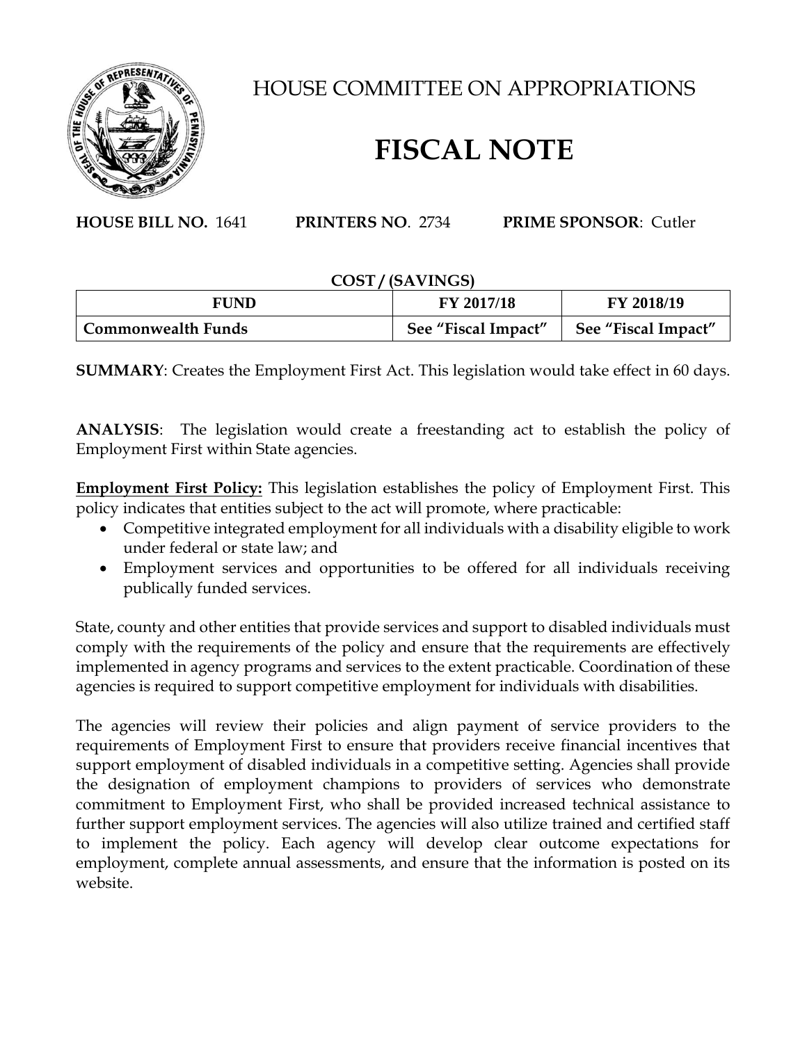# HOUSE COMMITTEE ON APPROPRIATIONS

# FISCAL NOTE

**HOUSE BILL NO.** 1641 **PRINTERS NO**. 2734 **PRIME SPONSOR**: Cutler

**COST / (SAVINGS)**

| FUND | FY 2017/18 | FY 2018/19 |
|---|---|---|
| **Commonwealth Funds** | **See "Fiscal Impact"** | **See "Fiscal Impact"** |

**SUMMARY**: Creates the Employment First Act. This legislation would take effect in 60 days.

**ANALYSIS**: The legislation would create a freestanding act to establish the policy of Employment First within State agencies.

**Employment First Policy:** This legislation establishes the policy of Employment First. This policy indicates that entities subject to the act will promote, where practicable:

- Competitive integrated employment for all individuals with a disability eligible to work under federal or state law; and
- Employment services and opportunities to be offered for all individuals receiving publically funded services.

State, county and other entities that provide services and support to disabled individuals must comply with the requirements of the policy and ensure that the requirements are effectively implemented in agency programs and services to the extent practicable. Coordination of these agencies is required to support competitive employment for individuals with disabilities.

The agencies will review their policies and align payment of service providers to the requirements of Employment First to ensure that providers receive financial incentives that support employment of disabled individuals in a competitive setting. Agencies shall provide the designation of employment champions to providers of services who demonstrate commitment to Employment First, who shall be provided increased technical assistance to further support employment services. The agencies will also utilize trained and certified staff to implement the policy. Each agency will develop clear outcome expectations for employment, complete annual assessments, and ensure that the information is posted on its website.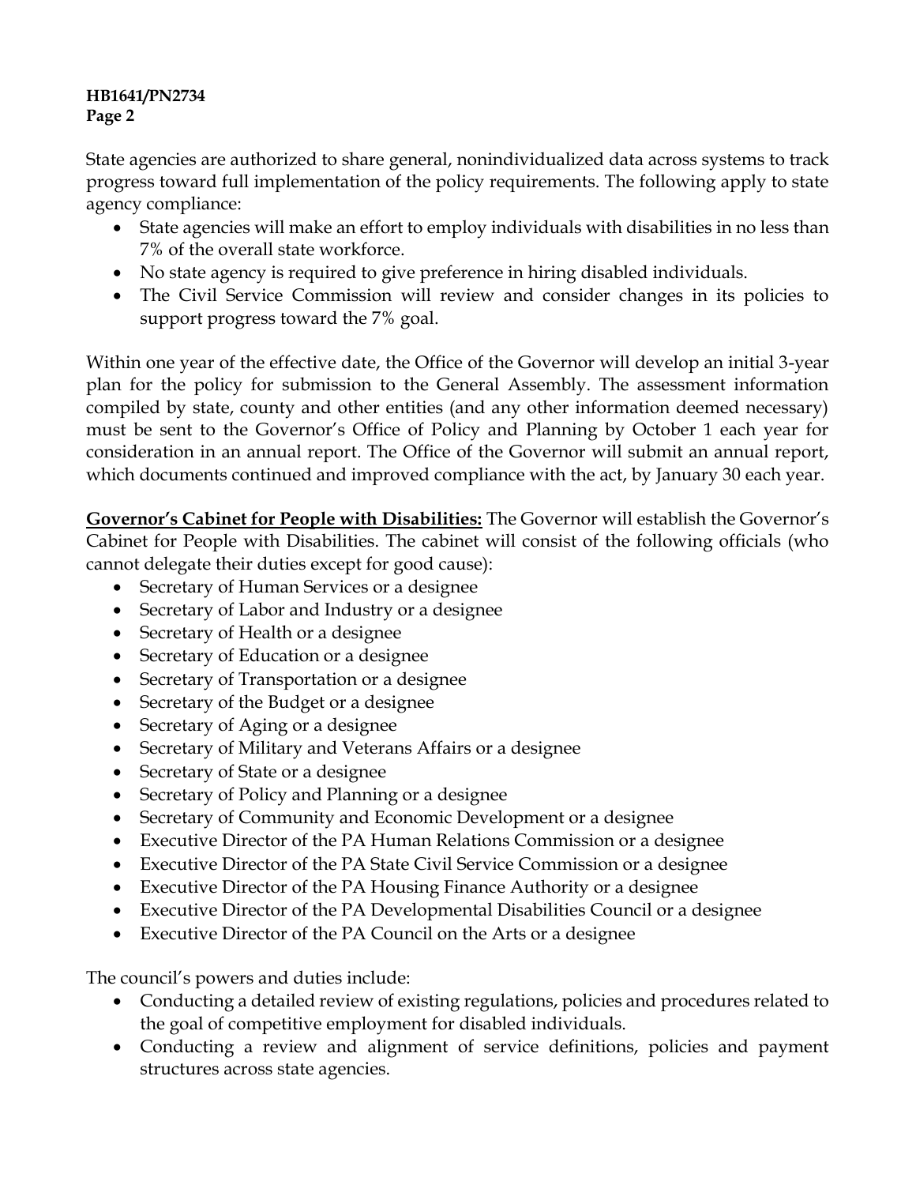State agencies are authorized to share general, nonindividualized data across systems to track progress toward full implementation of the policy requirements. The following apply to state agency compliance:

- State agencies will make an effort to employ individuals with disabilities in no less than 7% of the overall state workforce.
- No state agency is required to give preference in hiring disabled individuals.
- The Civil Service Commission will review and consider changes in its policies to support progress toward the 7% goal.

Within one year of the effective date, the Office of the Governor will develop an initial 3-year plan for the policy for submission to the General Assembly. The assessment information compiled by state, county and other entities (and any other information deemed necessary) must be sent to the Governor's Office of Policy and Planning by October 1 each year for consideration in an annual report. The Office of the Governor will submit an annual report, which documents continued and improved compliance with the act, by January 30 each year.

**Governor's Cabinet for People with Disabilities:** The Governor will establish the Governor's Cabinet for People with Disabilities. The cabinet will consist of the following officials (who cannot delegate their duties except for good cause):

- Secretary of Human Services or a designee
- Secretary of Labor and Industry or a designee
- Secretary of Health or a designee
- Secretary of Education or a designee
- Secretary of Transportation or a designee
- Secretary of the Budget or a designee
- Secretary of Aging or a designee
- Secretary of Military and Veterans Affairs or a designee
- Secretary of State or a designee
- Secretary of Policy and Planning or a designee
- Secretary of Community and Economic Development or a designee
- Executive Director of the PA Human Relations Commission or a designee
- Executive Director of the PA State Civil Service Commission or a designee
- Executive Director of the PA Housing Finance Authority or a designee
- Executive Director of the PA Developmental Disabilities Council or a designee
- Executive Director of the PA Council on the Arts or a designee

The council's powers and duties include:

- Conducting a detailed review of existing regulations, policies and procedures related to the goal of competitive employment for disabled individuals.
- Conducting a review and alignment of service definitions, policies and payment structures across state agencies.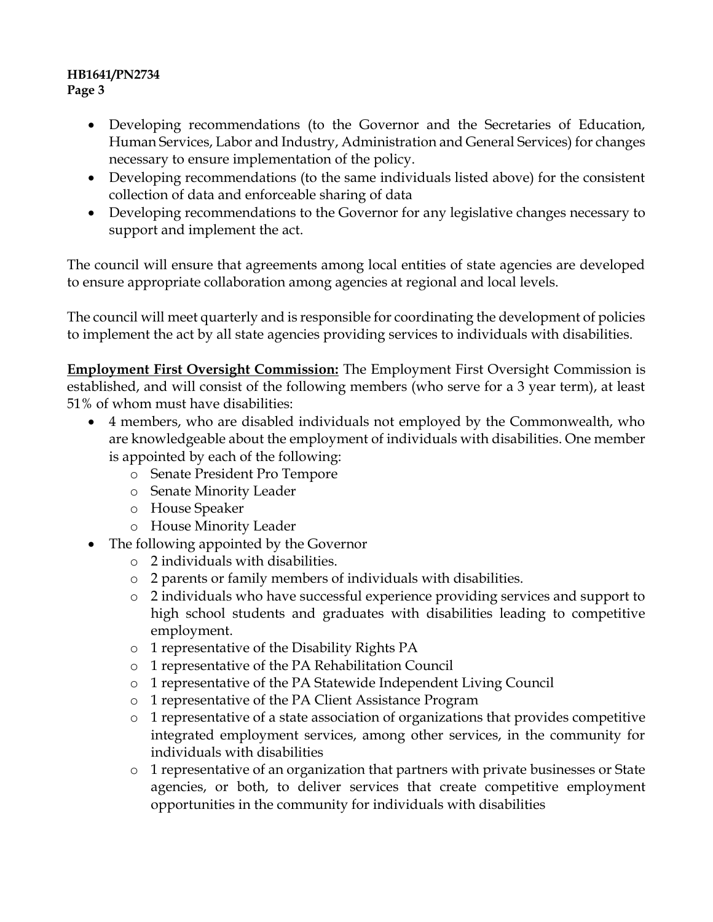- Developing recommendations (to the Governor and the Secretaries of Education, Human Services, Labor and Industry, Administration and General Services) for changes necessary to ensure implementation of the policy.
- Developing recommendations (to the same individuals listed above) for the consistent collection of data and enforceable sharing of data
- Developing recommendations to the Governor for any legislative changes necessary to support and implement the act.

The council will ensure that agreements among local entities of state agencies are developed to ensure appropriate collaboration among agencies at regional and local levels.

The council will meet quarterly and is responsible for coordinating the development of policies to implement the act by all state agencies providing services to individuals with disabilities.

**Employment First Oversight Commission:** The Employment First Oversight Commission is established, and will consist of the following members (who serve for a 3 year term), at least 51% of whom must have disabilities:

- 4 members, who are disabled individuals not employed by the Commonwealth, who are knowledgeable about the employment of individuals with disabilities. One member is appointed by each of the following:
  - Senate President Pro Tempore
  - Senate Minority Leader
  - House Speaker
  - House Minority Leader
- The following appointed by the Governor
  - 2 individuals with disabilities.
  - 2 parents or family members of individuals with disabilities.
  - 2 individuals who have successful experience providing services and support to high school students and graduates with disabilities leading to competitive employment.
  - 1 representative of the Disability Rights PA
  - 1 representative of the PA Rehabilitation Council
  - 1 representative of the PA Statewide Independent Living Council
  - 1 representative of the PA Client Assistance Program
  - 1 representative of a state association of organizations that provides competitive integrated employment services, among other services, in the community for individuals with disabilities
  - 1 representative of an organization that partners with private businesses or State agencies, or both, to deliver services that create competitive employment opportunities in the community for individuals with disabilities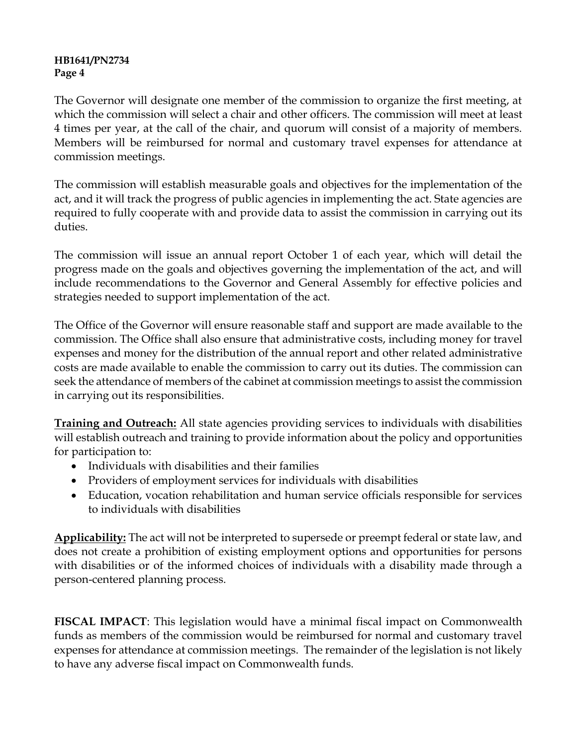The Governor will designate one member of the commission to organize the first meeting, at which the commission will select a chair and other officers. The commission will meet at least 4 times per year, at the call of the chair, and quorum will consist of a majority of members. Members will be reimbursed for normal and customary travel expenses for attendance at commission meetings.

The commission will establish measurable goals and objectives for the implementation of the act, and it will track the progress of public agencies in implementing the act. State agencies are required to fully cooperate with and provide data to assist the commission in carrying out its duties.

The commission will issue an annual report October 1 of each year, which will detail the progress made on the goals and objectives governing the implementation of the act, and will include recommendations to the Governor and General Assembly for effective policies and strategies needed to support implementation of the act.

The Office of the Governor will ensure reasonable staff and support are made available to the commission. The Office shall also ensure that administrative costs, including money for travel expenses and money for the distribution of the annual report and other related administrative costs are made available to enable the commission to carry out its duties. The commission can seek the attendance of members of the cabinet at commission meetings to assist the commission in carrying out its responsibilities.

**Training and Outreach:** All state agencies providing services to individuals with disabilities will establish outreach and training to provide information about the policy and opportunities for participation to:

- Individuals with disabilities and their families
- Providers of employment services for individuals with disabilities
- Education, vocation rehabilitation and human service officials responsible for services to individuals with disabilities

**Applicability:** The act will not be interpreted to supersede or preempt federal or state law, and does not create a prohibition of existing employment options and opportunities for persons with disabilities or of the informed choices of individuals with a disability made through a person-centered planning process.

**FISCAL IMPACT**: This legislation would have a minimal fiscal impact on Commonwealth funds as members of the commission would be reimbursed for normal and customary travel expenses for attendance at commission meetings. The remainder of the legislation is not likely to have any adverse fiscal impact on Commonwealth funds.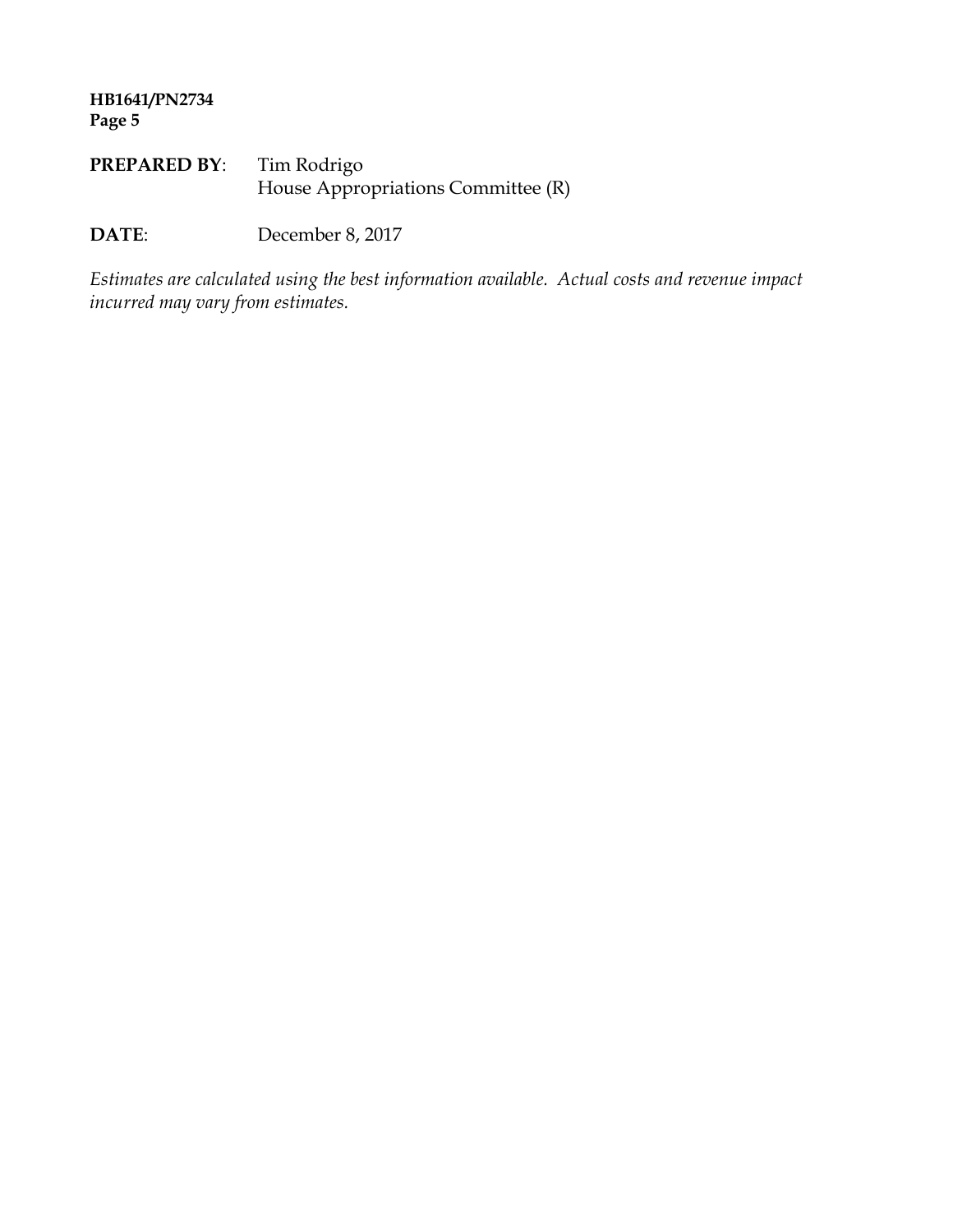**PREPARED BY**: Tim Rodrigo
House Appropriations Committee (R)

**DATE**: December 8, 2017

*Estimates are calculated using the best information available. Actual costs and revenue impact incurred may vary from estimates.*